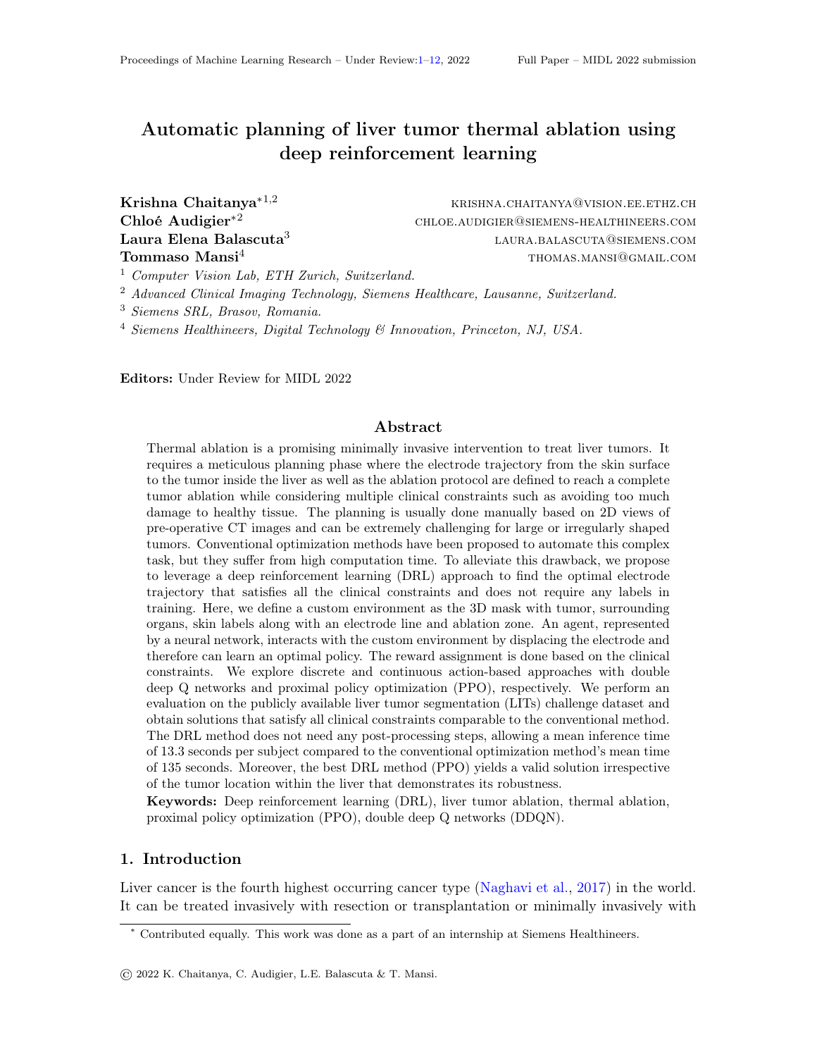# Automatic planning of liver tumor thermal ablation using deep reinforcement learning

**Krishna Chaitanya**[*1,2] krishna.chaitanya@vision.ee.ethz.ch
**Chloé Audigier**[*2] chloe.audigier@siemens-healthineers.com
**Laura Elena Balascuta**[3] laura.balascuta@siemens.com
**Tommaso Mansi**[4] thomas.mansi@gmail.com

[1] *Computer Vision Lab, ETH Zurich, Switzerland.*
[2] *Advanced Clinical Imaging Technology, Siemens Healthcare, Lausanne, Switzerland.*
[3] *Siemens SRL, Brasov, Romania.*
[4] *Siemens Healthineers, Digital Technology & Innovation, Princeton, NJ, USA.*

**Editors:** Under Review for MIDL 2022

## Abstract

Thermal ablation is a promising minimally invasive intervention to treat liver tumors. It requires a meticulous planning phase where the electrode trajectory from the skin surface to the tumor inside the liver as well as the ablation protocol are defined to reach a complete tumor ablation while considering multiple clinical constraints such as avoiding too much damage to healthy tissue. The planning is usually done manually based on 2D views of pre-operative CT images and can be extremely challenging for large or irregularly shaped tumors. Conventional optimization methods have been proposed to automate this complex task, but they suffer from high computation time. To alleviate this drawback, we propose to leverage a deep reinforcement learning (DRL) approach to find the optimal electrode trajectory that satisfies all the clinical constraints and does not require any labels in training. Here, we define a custom environment as the 3D mask with tumor, surrounding organs, skin labels along with an electrode line and ablation zone. An agent, represented by a neural network, interacts with the custom environment by displacing the electrode and therefore can learn an optimal policy. The reward assignment is done based on the clinical constraints. We explore discrete and continuous action-based approaches with double deep Q networks and proximal policy optimization (PPO), respectively. We perform an evaluation on the publicly available liver tumor segmentation (LITs) challenge dataset and obtain solutions that satisfy all clinical constraints comparable to the conventional method. The DRL method does not need any post-processing steps, allowing a mean inference time of 13.3 seconds per subject compared to the conventional optimization method's mean time of 135 seconds. Moreover, the best DRL method (PPO) yields a valid solution irrespective of the tumor location within the liver that demonstrates its robustness.

**Keywords:** Deep reinforcement learning (DRL), liver tumor ablation, thermal ablation, proximal policy optimization (PPO), double deep Q networks (DDQN).

## 1. Introduction

Liver cancer is the fourth highest occurring cancer type (Naghavi et al., 2017) in the world. It can be treated invasively with resection or transplantation or minimally invasively with

[*] Contributed equally. This work was done as a part of an internship at Siemens Healthineers.

© 2022 K. Chaitanya, C. Audigier, L.E. Balascuta & T. Mansi.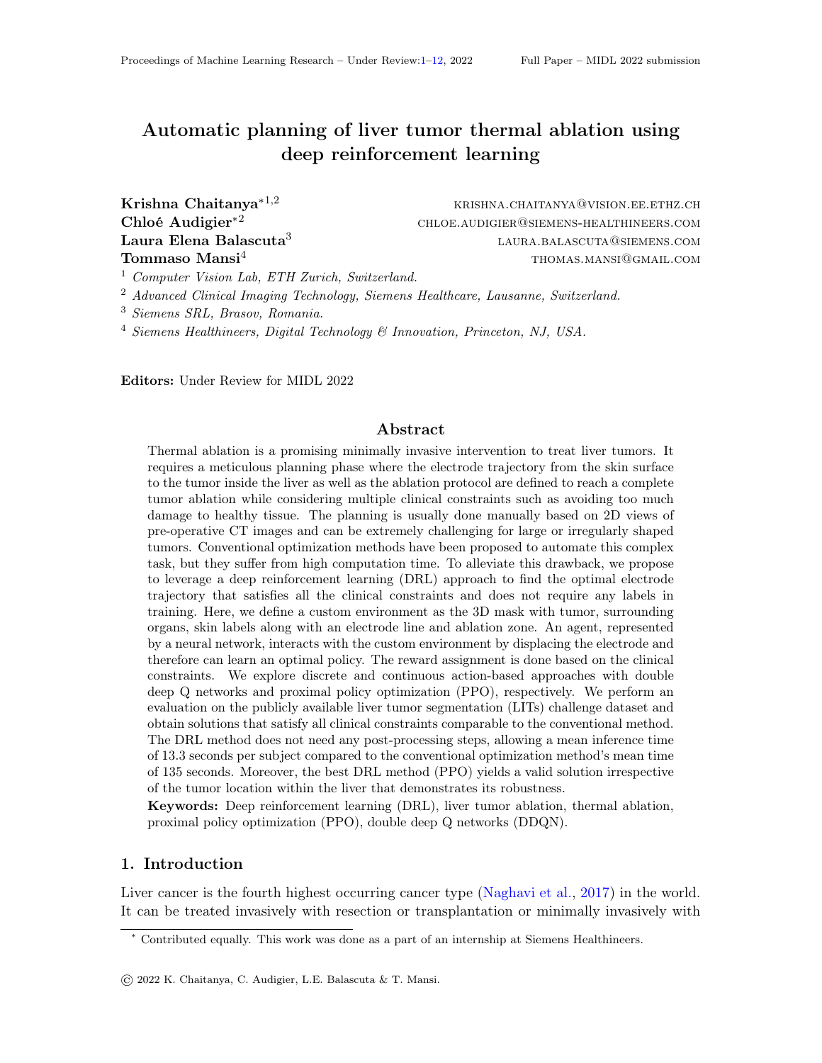Proceedings of Machine Learning Research – Under Review:1–12, 2022 Full Paper – MIDL 2022 submission

# Automatic planning of liver tumor thermal ablation using deep reinforcement learning

**Krishna Chaitanya**[*1,2] KRISHNA.CHAITANYA@VISION.EE.ETHZ.CH
**Chloé Audigier**[*2] CHLOE.AUDIGIER@SIEMENS-HEALTHINEERS.COM
**Laura Elena Balascuta**[3] LAURA.BALASCUTA@SIEMENS.COM
**Tommaso Mansi**[4] THOMAS.MANSI@GMAIL.COM

[1] *Computer Vision Lab, ETH Zurich, Switzerland.*
[2] *Advanced Clinical Imaging Technology, Siemens Healthcare, Lausanne, Switzerland.*
[3] *Siemens SRL, Brasov, Romania.*
[4] *Siemens Healthineers, Digital Technology & Innovation, Princeton, NJ, USA.*

**Editors:** Under Review for MIDL 2022

## Abstract

Thermal ablation is a promising minimally invasive intervention to treat liver tumors. It requires a meticulous planning phase where the electrode trajectory from the skin surface to the tumor inside the liver as well as the ablation protocol are defined to reach a complete tumor ablation while considering multiple clinical constraints such as avoiding too much damage to healthy tissue. The planning is usually done manually based on 2D views of pre-operative CT images and can be extremely challenging for large or irregularly shaped tumors. Conventional optimization methods have been proposed to automate this complex task, but they suffer from high computation time. To alleviate this drawback, we propose to leverage a deep reinforcement learning (DRL) approach to find the optimal electrode trajectory that satisfies all the clinical constraints and does not require any labels in training. Here, we define a custom environment as the 3D mask with tumor, surrounding organs, skin labels along with an electrode line and ablation zone. An agent, represented by a neural network, interacts with the custom environment by displacing the electrode and therefore can learn an optimal policy. The reward assignment is done based on the clinical constraints. We explore discrete and continuous action-based approaches with double deep Q networks and proximal policy optimization (PPO), respectively. We perform an evaluation on the publicly available liver tumor segmentation (LITs) challenge dataset and obtain solutions that satisfy all clinical constraints comparable to the conventional method. The DRL method does not need any post-processing steps, allowing a mean inference time of 13.3 seconds per subject compared to the conventional optimization method's mean time of 135 seconds. Moreover, the best DRL method (PPO) yields a valid solution irrespective of the tumor location within the liver that demonstrates its robustness.

**Keywords:** Deep reinforcement learning (DRL), liver tumor ablation, thermal ablation, proximal policy optimization (PPO), double deep Q networks (DDQN).

## 1. Introduction

Liver cancer is the fourth highest occurring cancer type (Naghavi et al., 2017) in the world. It can be treated invasively with resection or transplantation or minimally invasively with

[*] Contributed equally. This work was done as a part of an internship at Siemens Healthineers.

© 2022 K. Chaitanya, C. Audigier, L.E. Balascuta & T. Mansi.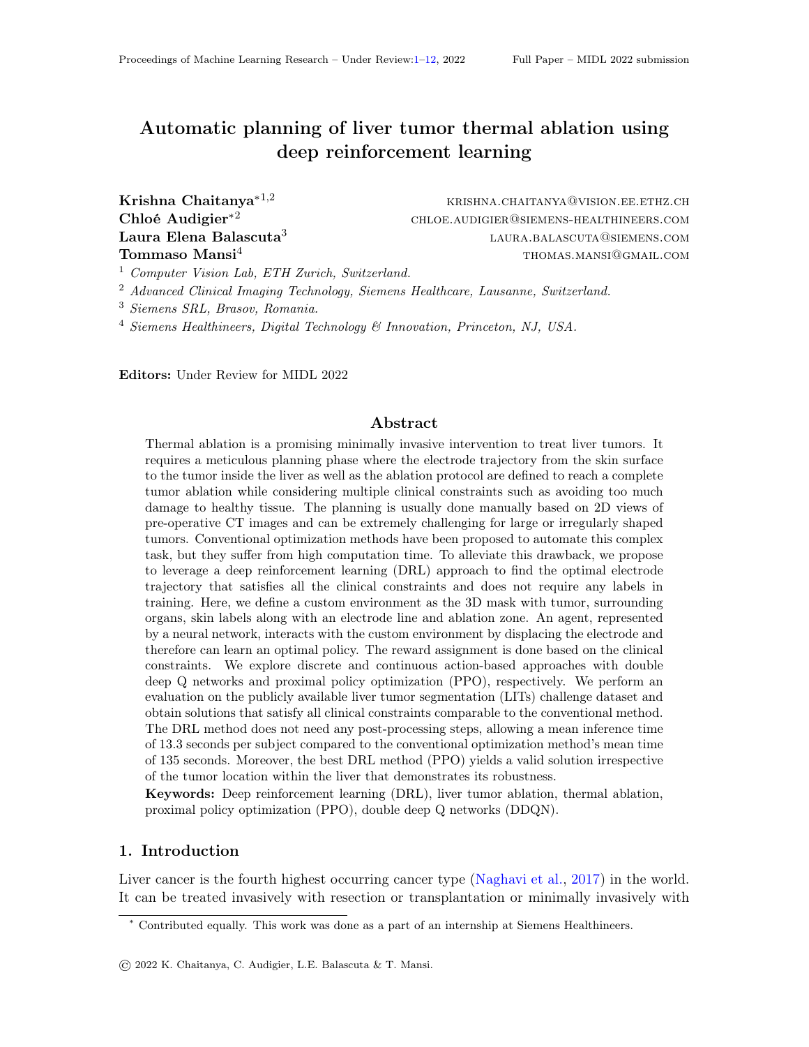# Automatic planning of liver tumor thermal ablation using deep reinforcement learning

**Krishna Chaitanya**[*1,2] krishna.chaitanya@vision.ee.ethz.ch
**Chloé Audigier**[*2] chloe.audigier@siemens-healthineers.com
**Laura Elena Balascuta**[3] laura.balascuta@siemens.com
**Tommaso Mansi**[4] thomas.mansi@gmail.com

[1] *Computer Vision Lab, ETH Zurich, Switzerland.*
[2] *Advanced Clinical Imaging Technology, Siemens Healthcare, Lausanne, Switzerland.*
[3] *Siemens SRL, Brasov, Romania.*
[4] *Siemens Healthineers, Digital Technology & Innovation, Princeton, NJ, USA.*

**Editors:** Under Review for MIDL 2022

## Abstract

Thermal ablation is a promising minimally invasive intervention to treat liver tumors. It requires a meticulous planning phase where the electrode trajectory from the skin surface to the tumor inside the liver as well as the ablation protocol are defined to reach a complete tumor ablation while considering multiple clinical constraints such as avoiding too much damage to healthy tissue. The planning is usually done manually based on 2D views of pre-operative CT images and can be extremely challenging for large or irregularly shaped tumors. Conventional optimization methods have been proposed to automate this complex task, but they suffer from high computation time. To alleviate this drawback, we propose to leverage a deep reinforcement learning (DRL) approach to find the optimal electrode trajectory that satisfies all the clinical constraints and does not require any labels in training. Here, we define a custom environment as the 3D mask with tumor, surrounding organs, skin labels along with an electrode line and ablation zone. An agent, represented by a neural network, interacts with the custom environment by displacing the electrode and therefore can learn an optimal policy. The reward assignment is done based on the clinical constraints. We explore discrete and continuous action-based approaches with double deep Q networks and proximal policy optimization (PPO), respectively. We perform an evaluation on the publicly available liver tumor segmentation (LITs) challenge dataset and obtain solutions that satisfy all clinical constraints comparable to the conventional method. The DRL method does not need any post-processing steps, allowing a mean inference time of 13.3 seconds per subject compared to the conventional optimization method's mean time of 135 seconds. Moreover, the best DRL method (PPO) yields a valid solution irrespective of the tumor location within the liver that demonstrates its robustness.

**Keywords:** Deep reinforcement learning (DRL), liver tumor ablation, thermal ablation, proximal policy optimization (PPO), double deep Q networks (DDQN).

## 1. Introduction

Liver cancer is the fourth highest occurring cancer type (Naghavi et al., 2017) in the world. It can be treated invasively with resection or transplantation or minimally invasively with

[*] Contributed equally. This work was done as a part of an internship at Siemens Healthineers.

© 2022 K. Chaitanya, C. Audigier, L.E. Balascuta & T. Mansi.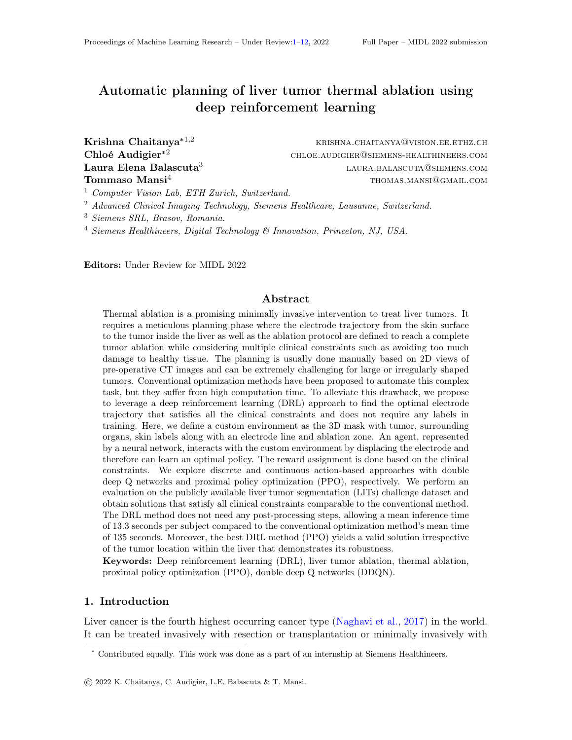# Automatic planning of liver tumor thermal ablation using deep reinforcement learning

**Krishna Chaitanya**[*1,2] KRISHNA.CHAITANYA@VISION.EE.ETHZ.CH
**Chloé Audigier**[*2] CHLOE.AUDIGIER@SIEMENS-HEALTHINEERS.COM
**Laura Elena Balascuta**[3] LAURA.BALASCUTA@SIEMENS.COM
**Tommaso Mansi**[4] THOMAS.MANSI@GMAIL.COM

[1] *Computer Vision Lab, ETH Zurich, Switzerland.*
[2] *Advanced Clinical Imaging Technology, Siemens Healthcare, Lausanne, Switzerland.*
[3] *Siemens SRL, Brasov, Romania.*
[4] *Siemens Healthineers, Digital Technology & Innovation, Princeton, NJ, USA.*

**Editors:** Under Review for MIDL 2022

## Abstract

Thermal ablation is a promising minimally invasive intervention to treat liver tumors. It requires a meticulous planning phase where the electrode trajectory from the skin surface to the tumor inside the liver as well as the ablation protocol are defined to reach a complete tumor ablation while considering multiple clinical constraints such as avoiding too much damage to healthy tissue. The planning is usually done manually based on 2D views of pre-operative CT images and can be extremely challenging for large or irregularly shaped tumors. Conventional optimization methods have been proposed to automate this complex task, but they suffer from high computation time. To alleviate this drawback, we propose to leverage a deep reinforcement learning (DRL) approach to find the optimal electrode trajectory that satisfies all the clinical constraints and does not require any labels in training. Here, we define a custom environment as the 3D mask with tumor, surrounding organs, skin labels along with an electrode line and ablation zone. An agent, represented by a neural network, interacts with the custom environment by displacing the electrode and therefore can learn an optimal policy. The reward assignment is done based on the clinical constraints. We explore discrete and continuous action-based approaches with double deep Q networks and proximal policy optimization (PPO), respectively. We perform an evaluation on the publicly available liver tumor segmentation (LITs) challenge dataset and obtain solutions that satisfy all clinical constraints comparable to the conventional method. The DRL method does not need any post-processing steps, allowing a mean inference time of 13.3 seconds per subject compared to the conventional optimization method's mean time of 135 seconds. Moreover, the best DRL method (PPO) yields a valid solution irrespective of the tumor location within the liver that demonstrates its robustness.

**Keywords:** Deep reinforcement learning (DRL), liver tumor ablation, thermal ablation, proximal policy optimization (PPO), double deep Q networks (DDQN).

## 1. Introduction

Liver cancer is the fourth highest occurring cancer type (Naghavi et al., 2017) in the world. It can be treated invasively with resection or transplantation or minimally invasively with

* Contributed equally. This work was done as a part of an internship at Siemens Healthineers.

© 2022 K. Chaitanya, C. Audigier, L.E. Balascuta & T. Mansi.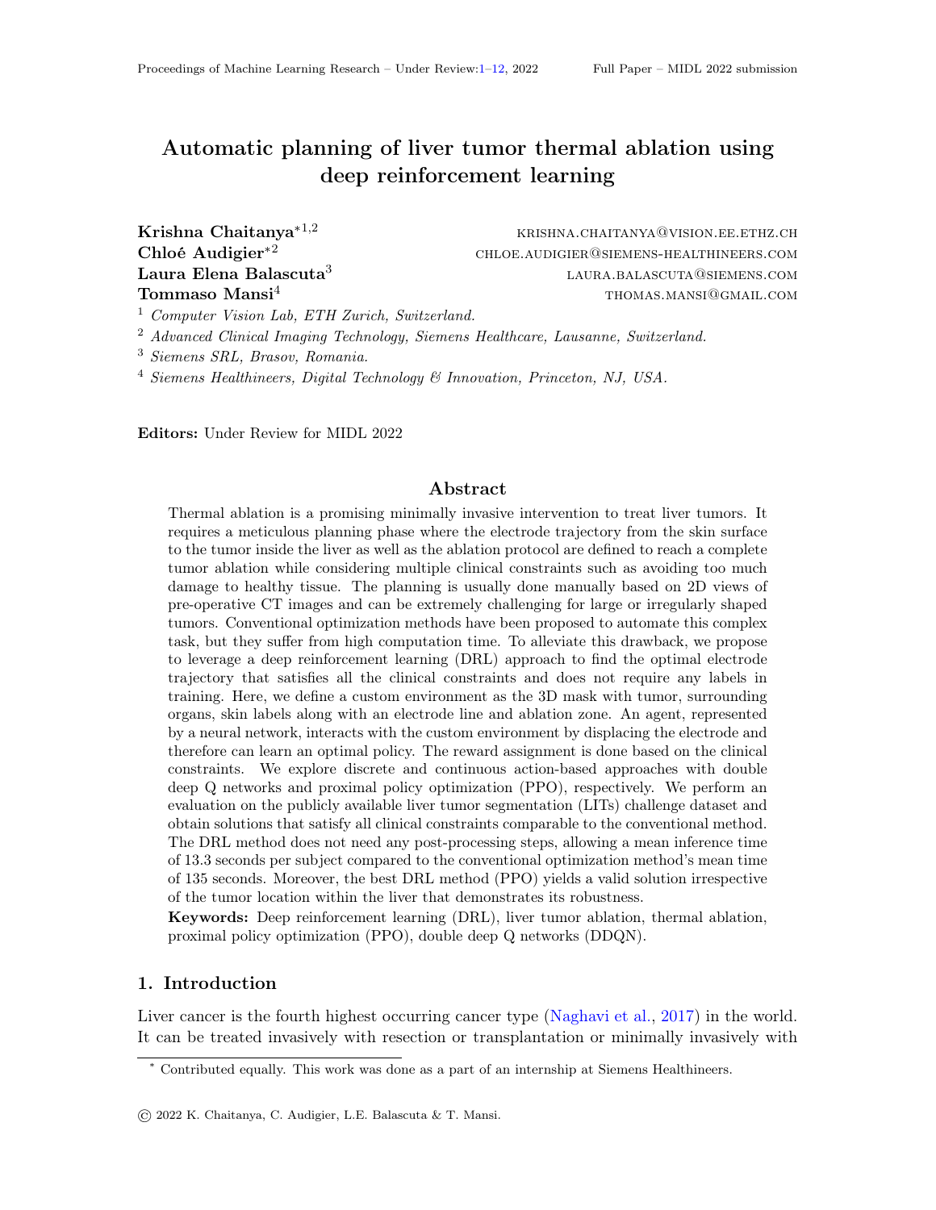# Automatic planning of liver tumor thermal ablation using deep reinforcement learning

**Krishna Chaitanya**[*1,2] KRISHNA.CHAITANYA@VISION.EE.ETHZ.CH
**Chloé Audigier**[*2] CHLOE.AUDIGIER@SIEMENS-HEALTHINEERS.COM
**Laura Elena Balascuta**[3] LAURA.BALASCUTA@SIEMENS.COM
**Tommaso Mansi**[4] THOMAS.MANSI@GMAIL.COM

[1] *Computer Vision Lab, ETH Zurich, Switzerland.*
[2] *Advanced Clinical Imaging Technology, Siemens Healthcare, Lausanne, Switzerland.*
[3] *Siemens SRL, Brasov, Romania.*
[4] *Siemens Healthineers, Digital Technology & Innovation, Princeton, NJ, USA.*

**Editors:** Under Review for MIDL 2022

## Abstract

Thermal ablation is a promising minimally invasive intervention to treat liver tumors. It requires a meticulous planning phase where the electrode trajectory from the skin surface to the tumor inside the liver as well as the ablation protocol are defined to reach a complete tumor ablation while considering multiple clinical constraints such as avoiding too much damage to healthy tissue. The planning is usually done manually based on 2D views of pre-operative CT images and can be extremely challenging for large or irregularly shaped tumors. Conventional optimization methods have been proposed to automate this complex task, but they suffer from high computation time. To alleviate this drawback, we propose to leverage a deep reinforcement learning (DRL) approach to find the optimal electrode trajectory that satisfies all the clinical constraints and does not require any labels in training. Here, we define a custom environment as the 3D mask with tumor, surrounding organs, skin labels along with an electrode line and ablation zone. An agent, represented by a neural network, interacts with the custom environment by displacing the electrode and therefore can learn an optimal policy. The reward assignment is done based on the clinical constraints. We explore discrete and continuous action-based approaches with double deep Q networks and proximal policy optimization (PPO), respectively. We perform an evaluation on the publicly available liver tumor segmentation (LITs) challenge dataset and obtain solutions that satisfy all clinical constraints comparable to the conventional method. The DRL method does not need any post-processing steps, allowing a mean inference time of 13.3 seconds per subject compared to the conventional optimization method's mean time of 135 seconds. Moreover, the best DRL method (PPO) yields a valid solution irrespective of the tumor location within the liver that demonstrates its robustness.

**Keywords:** Deep reinforcement learning (DRL), liver tumor ablation, thermal ablation, proximal policy optimization (PPO), double deep Q networks (DDQN).

## 1. Introduction

Liver cancer is the fourth highest occurring cancer type (Naghavi et al., 2017) in the world. It can be treated invasively with resection or transplantation or minimally invasively with

[*] Contributed equally. This work was done as a part of an internship at Siemens Healthineers.

© 2022 K. Chaitanya, C. Audigier, L.E. Balascuta & T. Mansi.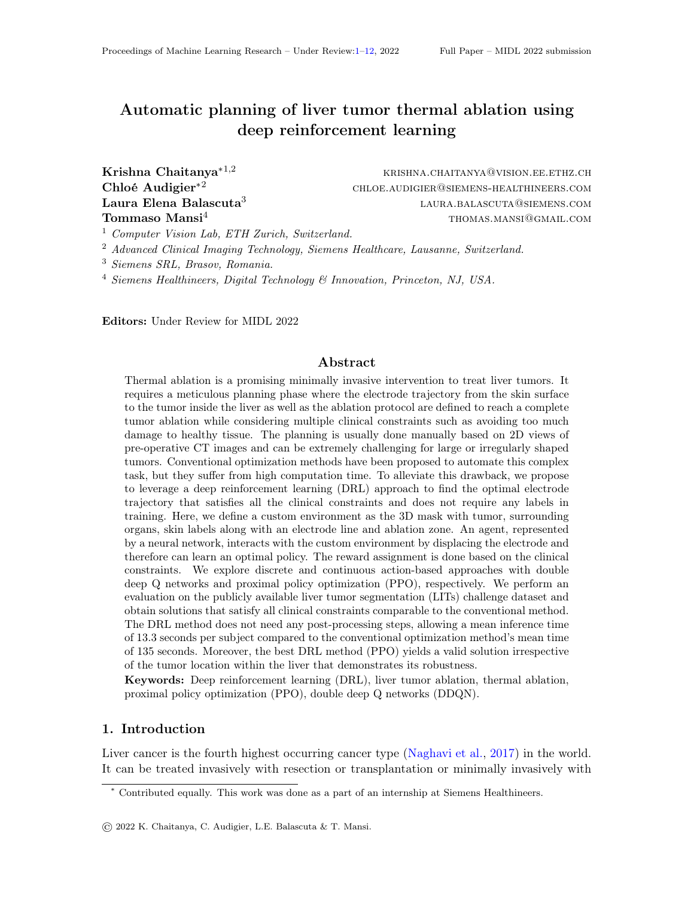# Automatic planning of liver tumor thermal ablation using deep reinforcement learning

**Krishna Chaitanya**[*1,2] krishna.chaitanya@vision.ee.ethz.ch
**Chloé Audigier**[*2] chloe.audigier@siemens-healthineers.com
**Laura Elena Balascuta**[3] laura.balascuta@siemens.com
**Tommaso Mansi**[4] thomas.mansi@gmail.com

[1] *Computer Vision Lab, ETH Zurich, Switzerland.*
[2] *Advanced Clinical Imaging Technology, Siemens Healthcare, Lausanne, Switzerland.*
[3] *Siemens SRL, Brasov, Romania.*
[4] *Siemens Healthineers, Digital Technology & Innovation, Princeton, NJ, USA.*

**Editors:** Under Review for MIDL 2022

## Abstract

Thermal ablation is a promising minimally invasive intervention to treat liver tumors. It requires a meticulous planning phase where the electrode trajectory from the skin surface to the tumor inside the liver as well as the ablation protocol are defined to reach a complete tumor ablation while considering multiple clinical constraints such as avoiding too much damage to healthy tissue. The planning is usually done manually based on 2D views of pre-operative CT images and can be extremely challenging for large or irregularly shaped tumors. Conventional optimization methods have been proposed to automate this complex task, but they suffer from high computation time. To alleviate this drawback, we propose to leverage a deep reinforcement learning (DRL) approach to find the optimal electrode trajectory that satisfies all the clinical constraints and does not require any labels in training. Here, we define a custom environment as the 3D mask with tumor, surrounding organs, skin labels along with an electrode line and ablation zone. An agent, represented by a neural network, interacts with the custom environment by displacing the electrode and therefore can learn an optimal policy. The reward assignment is done based on the clinical constraints. We explore discrete and continuous action-based approaches with double deep Q networks and proximal policy optimization (PPO), respectively. We perform an evaluation on the publicly available liver tumor segmentation (LITs) challenge dataset and obtain solutions that satisfy all clinical constraints comparable to the conventional method. The DRL method does not need any post-processing steps, allowing a mean inference time of 13.3 seconds per subject compared to the conventional optimization method's mean time of 135 seconds. Moreover, the best DRL method (PPO) yields a valid solution irrespective of the tumor location within the liver that demonstrates its robustness.

**Keywords:** Deep reinforcement learning (DRL), liver tumor ablation, thermal ablation, proximal policy optimization (PPO), double deep Q networks (DDQN).

## 1. Introduction

Liver cancer is the fourth highest occurring cancer type (Naghavi et al., 2017) in the world. It can be treated invasively with resection or transplantation or minimally invasively with

[*] Contributed equally. This work was done as a part of an internship at Siemens Healthineers.

© 2022 K. Chaitanya, C. Audigier, L.E. Balascuta & T. Mansi.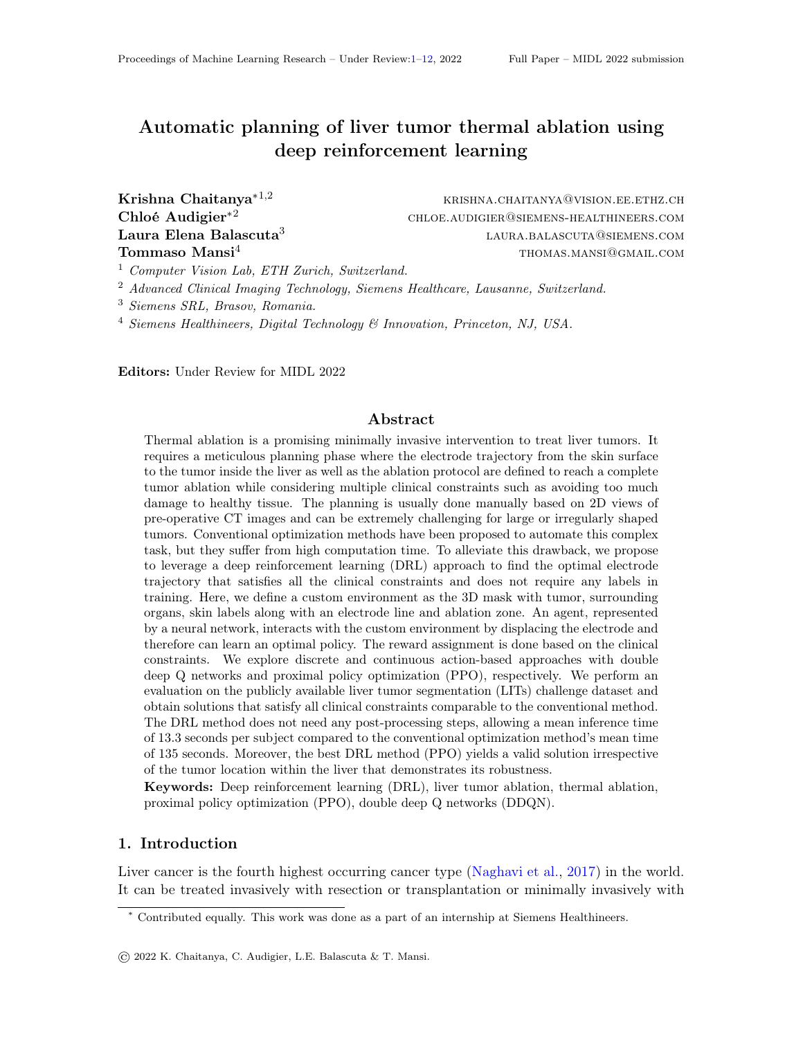# Automatic planning of liver tumor thermal ablation using deep reinforcement learning

**Krishna Chaitanya**[*1,2] KRISHNA.CHAITANYA@VISION.EE.ETHZ.CH
**Chloé Audigier**[*2] CHLOE.AUDIGIER@SIEMENS-HEALTHINEERS.COM
**Laura Elena Balascuta**[3] LAURA.BALASCUTA@SIEMENS.COM
**Tommaso Mansi**[4] THOMAS.MANSI@GMAIL.COM

[1] *Computer Vision Lab, ETH Zurich, Switzerland.*
[2] *Advanced Clinical Imaging Technology, Siemens Healthcare, Lausanne, Switzerland.*
[3] *Siemens SRL, Brasov, Romania.*
[4] *Siemens Healthineers, Digital Technology & Innovation, Princeton, NJ, USA.*

**Editors:** Under Review for MIDL 2022

## Abstract

Thermal ablation is a promising minimally invasive intervention to treat liver tumors. It requires a meticulous planning phase where the electrode trajectory from the skin surface to the tumor inside the liver as well as the ablation protocol are defined to reach a complete tumor ablation while considering multiple clinical constraints such as avoiding too much damage to healthy tissue. The planning is usually done manually based on 2D views of pre-operative CT images and can be extremely challenging for large or irregularly shaped tumors. Conventional optimization methods have been proposed to automate this complex task, but they suffer from high computation time. To alleviate this drawback, we propose to leverage a deep reinforcement learning (DRL) approach to find the optimal electrode trajectory that satisfies all the clinical constraints and does not require any labels in training. Here, we define a custom environment as the 3D mask with tumor, surrounding organs, skin labels along with an electrode line and ablation zone. An agent, represented by a neural network, interacts with the custom environment by displacing the electrode and therefore can learn an optimal policy. The reward assignment is done based on the clinical constraints. We explore discrete and continuous action-based approaches with double deep Q networks and proximal policy optimization (PPO), respectively. We perform an evaluation on the publicly available liver tumor segmentation (LITs) challenge dataset and obtain solutions that satisfy all clinical constraints comparable to the conventional method. The DRL method does not need any post-processing steps, allowing a mean inference time of 13.3 seconds per subject compared to the conventional optimization method's mean time of 135 seconds. Moreover, the best DRL method (PPO) yields a valid solution irrespective of the tumor location within the liver that demonstrates its robustness.

**Keywords:** Deep reinforcement learning (DRL), liver tumor ablation, thermal ablation, proximal policy optimization (PPO), double deep Q networks (DDQN).

## 1. Introduction

Liver cancer is the fourth highest occurring cancer type (Naghavi et al., 2017) in the world. It can be treated invasively with resection or transplantation or minimally invasively with

[*] Contributed equally. This work was done as a part of an internship at Siemens Healthineers.

© 2022 K. Chaitanya, C. Audigier, L.E. Balascuta & T. Mansi.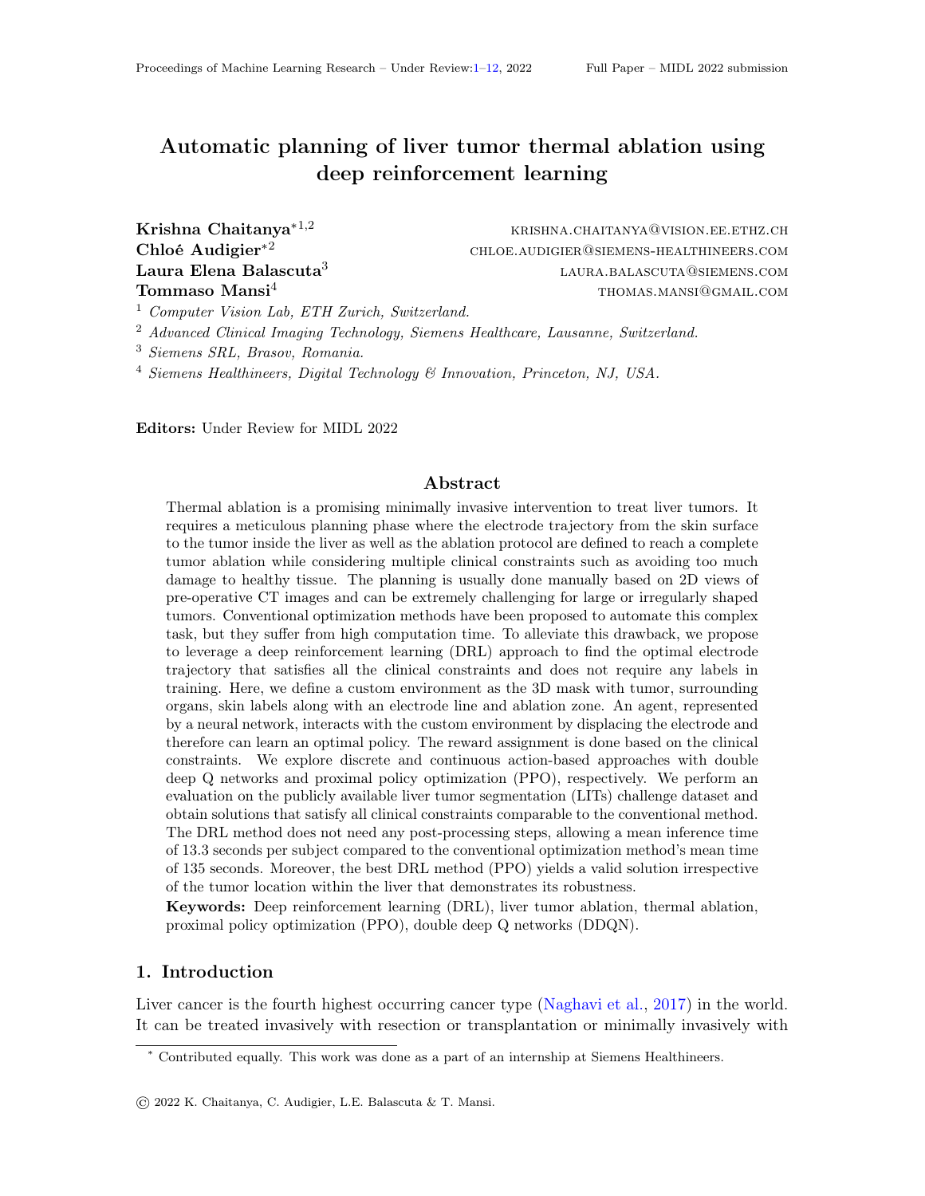# Automatic planning of liver tumor thermal ablation using deep reinforcement learning

**Krishna Chaitanya**[*1,2] KRISHNA.CHAITANYA@VISION.EE.ETHZ.CH
**Chloé Audigier**[*2] CHLOE.AUDIGIER@SIEMENS-HEALTHINEERS.COM
**Laura Elena Balascuta**[3] LAURA.BALASCUTA@SIEMENS.COM
**Tommaso Mansi**[4] THOMAS.MANSI@GMAIL.COM

[1] *Computer Vision Lab, ETH Zurich, Switzerland.*
[2] *Advanced Clinical Imaging Technology, Siemens Healthcare, Lausanne, Switzerland.*
[3] *Siemens SRL, Brasov, Romania.*
[4] *Siemens Healthineers, Digital Technology & Innovation, Princeton, NJ, USA.*

**Editors:** Under Review for MIDL 2022

## Abstract

Thermal ablation is a promising minimally invasive intervention to treat liver tumors. It requires a meticulous planning phase where the electrode trajectory from the skin surface to the tumor inside the liver as well as the ablation protocol are defined to reach a complete tumor ablation while considering multiple clinical constraints such as avoiding too much damage to healthy tissue. The planning is usually done manually based on 2D views of pre-operative CT images and can be extremely challenging for large or irregularly shaped tumors. Conventional optimization methods have been proposed to automate this complex task, but they suffer from high computation time. To alleviate this drawback, we propose to leverage a deep reinforcement learning (DRL) approach to find the optimal electrode trajectory that satisfies all the clinical constraints and does not require any labels in training. Here, we define a custom environment as the 3D mask with tumor, surrounding organs, skin labels along with an electrode line and ablation zone. An agent, represented by a neural network, interacts with the custom environment by displacing the electrode and therefore can learn an optimal policy. The reward assignment is done based on the clinical constraints. We explore discrete and continuous action-based approaches with double deep Q networks and proximal policy optimization (PPO), respectively. We perform an evaluation on the publicly available liver tumor segmentation (LITs) challenge dataset and obtain solutions that satisfy all clinical constraints comparable to the conventional method. The DRL method does not need any post-processing steps, allowing a mean inference time of 13.3 seconds per subject compared to the conventional optimization method's mean time of 135 seconds. Moreover, the best DRL method (PPO) yields a valid solution irrespective of the tumor location within the liver that demonstrates its robustness.

**Keywords:** Deep reinforcement learning (DRL), liver tumor ablation, thermal ablation, proximal policy optimization (PPO), double deep Q networks (DDQN).

## 1. Introduction

Liver cancer is the fourth highest occurring cancer type (Naghavi et al., 2017) in the world. It can be treated invasively with resection or transplantation or minimally invasively with

[*] Contributed equally. This work was done as a part of an internship at Siemens Healthineers.

© 2022 K. Chaitanya, C. Audigier, L.E. Balascuta & T. Mansi.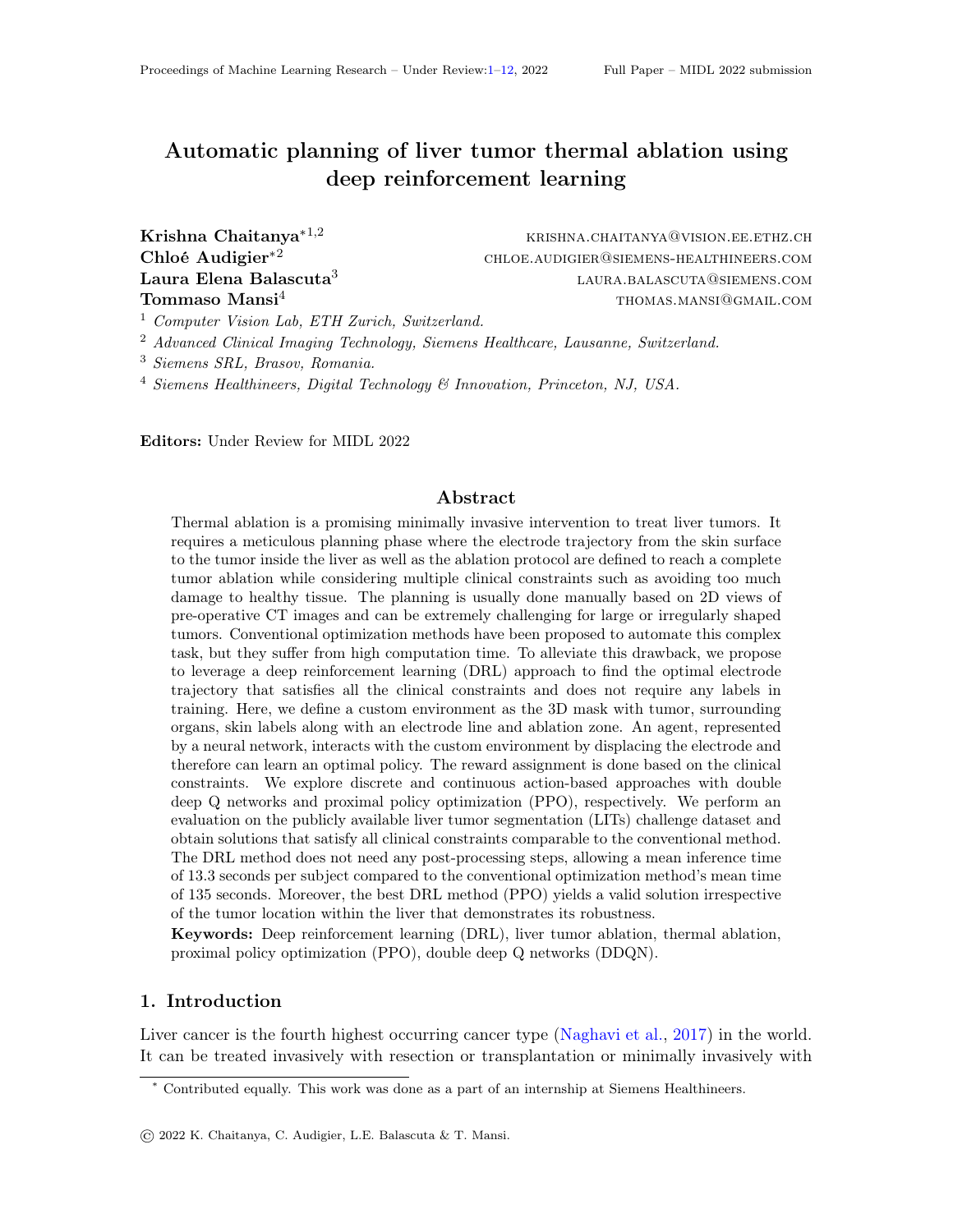# Automatic planning of liver tumor thermal ablation using deep reinforcement learning

**Krishna Chaitanya**[*1,2] KRISHNA.CHAITANYA@VISION.EE.ETHZ.CH
**Chloé Audigier**[*2] CHLOE.AUDIGIER@SIEMENS-HEALTHINEERS.COM
**Laura Elena Balascuta**[3] LAURA.BALASCUTA@SIEMENS.COM
**Tommaso Mansi**[4] THOMAS.MANSI@GMAIL.COM

[1] *Computer Vision Lab, ETH Zurich, Switzerland.*
[2] *Advanced Clinical Imaging Technology, Siemens Healthcare, Lausanne, Switzerland.*
[3] *Siemens SRL, Brasov, Romania.*
[4] *Siemens Healthineers, Digital Technology & Innovation, Princeton, NJ, USA.*

**Editors:** Under Review for MIDL 2022

## Abstract

Thermal ablation is a promising minimally invasive intervention to treat liver tumors. It requires a meticulous planning phase where the electrode trajectory from the skin surface to the tumor inside the liver as well as the ablation protocol are defined to reach a complete tumor ablation while considering multiple clinical constraints such as avoiding too much damage to healthy tissue. The planning is usually done manually based on 2D views of pre-operative CT images and can be extremely challenging for large or irregularly shaped tumors. Conventional optimization methods have been proposed to automate this complex task, but they suffer from high computation time. To alleviate this drawback, we propose to leverage a deep reinforcement learning (DRL) approach to find the optimal electrode trajectory that satisfies all the clinical constraints and does not require any labels in training. Here, we define a custom environment as the 3D mask with tumor, surrounding organs, skin labels along with an electrode line and ablation zone. An agent, represented by a neural network, interacts with the custom environment by displacing the electrode and therefore can learn an optimal policy. The reward assignment is done based on the clinical constraints. We explore discrete and continuous action-based approaches with double deep Q networks and proximal policy optimization (PPO), respectively. We perform an evaluation on the publicly available liver tumor segmentation (LITs) challenge dataset and obtain solutions that satisfy all clinical constraints comparable to the conventional method. The DRL method does not need any post-processing steps, allowing a mean inference time of 13.3 seconds per subject compared to the conventional optimization method's mean time of 135 seconds. Moreover, the best DRL method (PPO) yields a valid solution irrespective of the tumor location within the liver that demonstrates its robustness.

**Keywords:** Deep reinforcement learning (DRL), liver tumor ablation, thermal ablation, proximal policy optimization (PPO), double deep Q networks (DDQN).

## 1. Introduction

Liver cancer is the fourth highest occurring cancer type (Naghavi et al., 2017) in the world. It can be treated invasively with resection or transplantation or minimally invasively with

[*] Contributed equally. This work was done as a part of an internship at Siemens Healthineers.

© 2022 K. Chaitanya, C. Audigier, L.E. Balascuta & T. Mansi.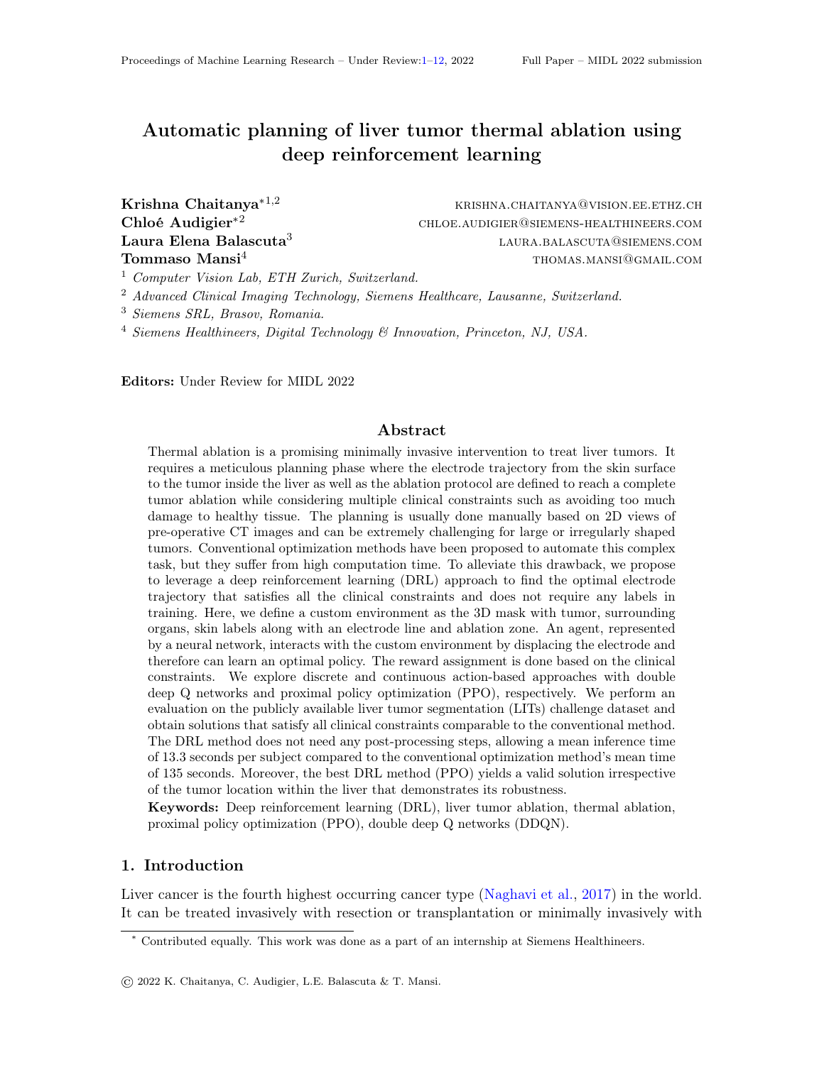# Automatic planning of liver tumor thermal ablation using deep reinforcement learning

**Krishna Chaitanya**[*1,2] krishna.chaitanya@vision.ee.ethz.ch
**Chloé Audigier**[*2] chloe.audigier@siemens-healthineers.com
**Laura Elena Balascuta**[3] laura.balascuta@siemens.com
**Tommaso Mansi**[4] thomas.mansi@gmail.com

[1] *Computer Vision Lab, ETH Zurich, Switzerland.*
[2] *Advanced Clinical Imaging Technology, Siemens Healthcare, Lausanne, Switzerland.*
[3] *Siemens SRL, Brasov, Romania.*
[4] *Siemens Healthineers, Digital Technology & Innovation, Princeton, NJ, USA.*

**Editors:** Under Review for MIDL 2022

## Abstract

Thermal ablation is a promising minimally invasive intervention to treat liver tumors. It requires a meticulous planning phase where the electrode trajectory from the skin surface to the tumor inside the liver as well as the ablation protocol are defined to reach a complete tumor ablation while considering multiple clinical constraints such as avoiding too much damage to healthy tissue. The planning is usually done manually based on 2D views of pre-operative CT images and can be extremely challenging for large or irregularly shaped tumors. Conventional optimization methods have been proposed to automate this complex task, but they suffer from high computation time. To alleviate this drawback, we propose to leverage a deep reinforcement learning (DRL) approach to find the optimal electrode trajectory that satisfies all the clinical constraints and does not require any labels in training. Here, we define a custom environment as the 3D mask with tumor, surrounding organs, skin labels along with an electrode line and ablation zone. An agent, represented by a neural network, interacts with the custom environment by displacing the electrode and therefore can learn an optimal policy. The reward assignment is done based on the clinical constraints. We explore discrete and continuous action-based approaches with double deep Q networks and proximal policy optimization (PPO), respectively. We perform an evaluation on the publicly available liver tumor segmentation (LITs) challenge dataset and obtain solutions that satisfy all clinical constraints comparable to the conventional method. The DRL method does not need any post-processing steps, allowing a mean inference time of 13.3 seconds per subject compared to the conventional optimization method's mean time of 135 seconds. Moreover, the best DRL method (PPO) yields a valid solution irrespective of the tumor location within the liver that demonstrates its robustness.

**Keywords:** Deep reinforcement learning (DRL), liver tumor ablation, thermal ablation, proximal policy optimization (PPO), double deep Q networks (DDQN).

## 1. Introduction

Liver cancer is the fourth highest occurring cancer type (Naghavi et al., 2017) in the world. It can be treated invasively with resection or transplantation or minimally invasively with

[*] Contributed equally. This work was done as a part of an internship at Siemens Healthineers.

© 2022 K. Chaitanya, C. Audigier, L.E. Balascuta & T. Mansi.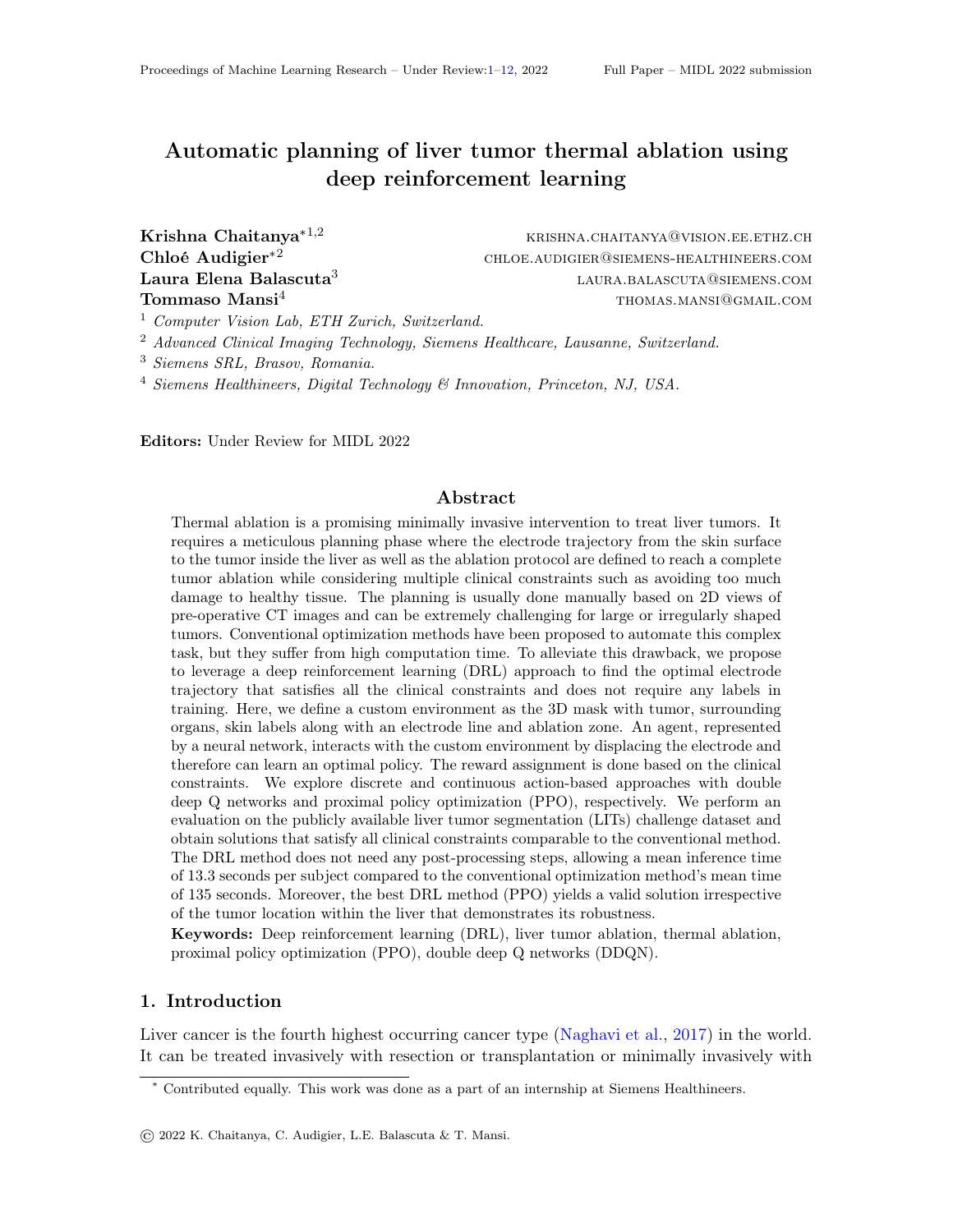# Automatic planning of liver tumor thermal ablation using deep reinforcement learning

**Krishna Chaitanya**[*1,2] KRISHNA.CHAITANYA@VISION.EE.ETHZ.CH
**Chloé Audigier**[*2] CHLOE.AUDIGIER@SIEMENS-HEALTHINEERS.COM
**Laura Elena Balascuta**[3] LAURA.BALASCUTA@SIEMENS.COM
**Tommaso Mansi**[4] THOMAS.MANSI@GMAIL.COM

[1] *Computer Vision Lab, ETH Zurich, Switzerland.*
[2] *Advanced Clinical Imaging Technology, Siemens Healthcare, Lausanne, Switzerland.*
[3] *Siemens SRL, Brasov, Romania.*
[4] *Siemens Healthineers, Digital Technology & Innovation, Princeton, NJ, USA.*

**Editors:** Under Review for MIDL 2022

## Abstract

Thermal ablation is a promising minimally invasive intervention to treat liver tumors. It requires a meticulous planning phase where the electrode trajectory from the skin surface to the tumor inside the liver as well as the ablation protocol are defined to reach a complete tumor ablation while considering multiple clinical constraints such as avoiding too much damage to healthy tissue. The planning is usually done manually based on 2D views of pre-operative CT images and can be extremely challenging for large or irregularly shaped tumors. Conventional optimization methods have been proposed to automate this complex task, but they suffer from high computation time. To alleviate this drawback, we propose to leverage a deep reinforcement learning (DRL) approach to find the optimal electrode trajectory that satisfies all the clinical constraints and does not require any labels in training. Here, we define a custom environment as the 3D mask with tumor, surrounding organs, skin labels along with an electrode line and ablation zone. An agent, represented by a neural network, interacts with the custom environment by displacing the electrode and therefore can learn an optimal policy. The reward assignment is done based on the clinical constraints. We explore discrete and continuous action-based approaches with double deep Q networks and proximal policy optimization (PPO), respectively. We perform an evaluation on the publicly available liver tumor segmentation (LITs) challenge dataset and obtain solutions that satisfy all clinical constraints comparable to the conventional method. The DRL method does not need any post-processing steps, allowing a mean inference time of 13.3 seconds per subject compared to the conventional optimization method's mean time of 135 seconds. Moreover, the best DRL method (PPO) yields a valid solution irrespective of the tumor location within the liver that demonstrates its robustness.

**Keywords:** Deep reinforcement learning (DRL), liver tumor ablation, thermal ablation, proximal policy optimization (PPO), double deep Q networks (DDQN).

## 1. Introduction

Liver cancer is the fourth highest occurring cancer type (Naghavi et al., 2017) in the world. It can be treated invasively with resection or transplantation or minimally invasively with

[*] Contributed equally. This work was done as a part of an internship at Siemens Healthineers.

© 2022 K. Chaitanya, C. Audigier, L.E. Balascuta & T. Mansi.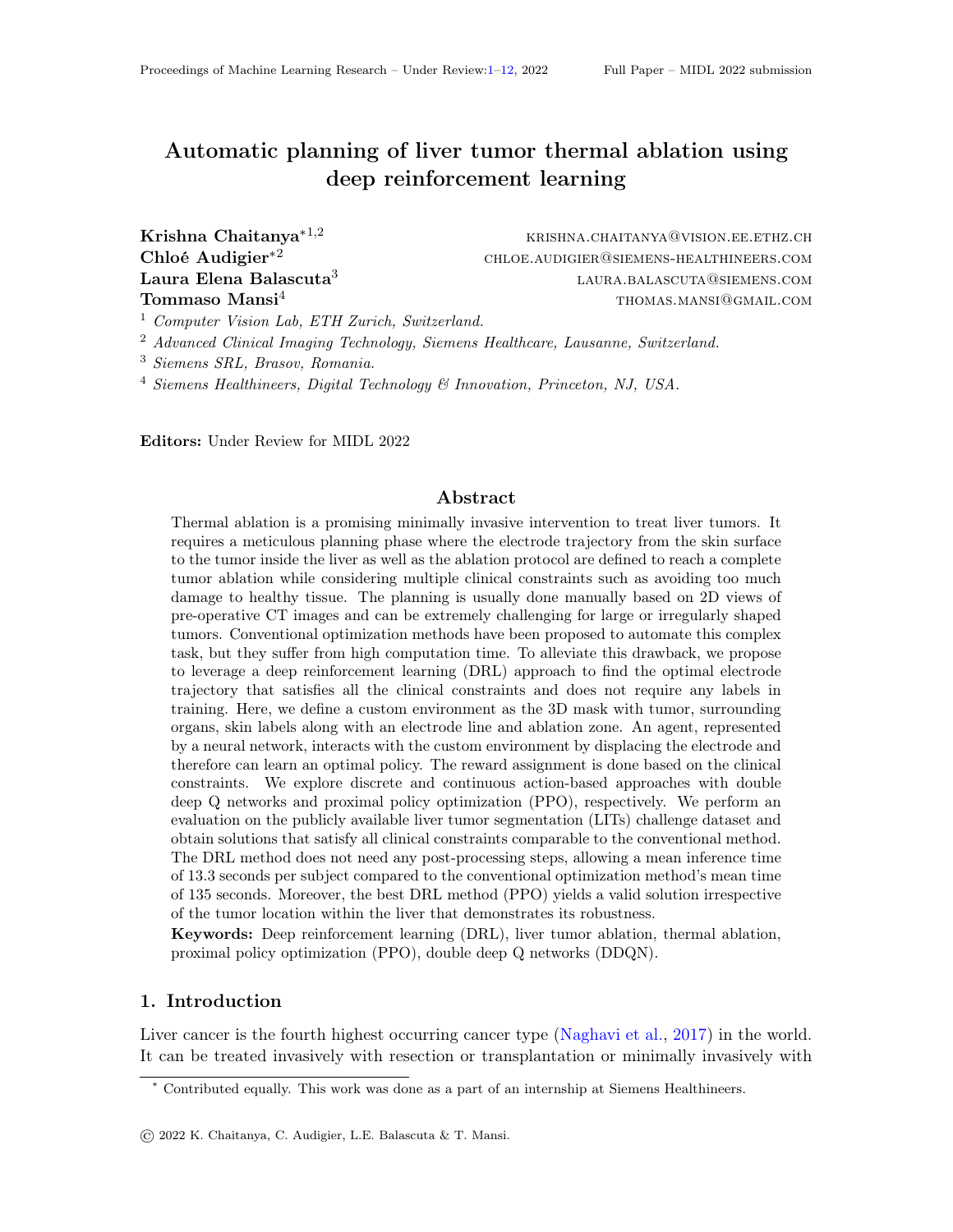# Automatic planning of liver tumor thermal ablation using deep reinforcement learning

**Krishna Chaitanya**[*1,2] KRISHNA.CHAITANYA@VISION.EE.ETHZ.CH
**Chloé Audigier**[*2] CHLOE.AUDIGIER@SIEMENS-HEALTHINEERS.COM
**Laura Elena Balascuta**[3] LAURA.BALASCUTA@SIEMENS.COM
**Tommaso Mansi**[4] THOMAS.MANSI@GMAIL.COM

[1] *Computer Vision Lab, ETH Zurich, Switzerland.*
[2] *Advanced Clinical Imaging Technology, Siemens Healthcare, Lausanne, Switzerland.*
[3] *Siemens SRL, Brasov, Romania.*
[4] *Siemens Healthineers, Digital Technology & Innovation, Princeton, NJ, USA.*

**Editors:** Under Review for MIDL 2022

## Abstract

Thermal ablation is a promising minimally invasive intervention to treat liver tumors. It requires a meticulous planning phase where the electrode trajectory from the skin surface to the tumor inside the liver as well as the ablation protocol are defined to reach a complete tumor ablation while considering multiple clinical constraints such as avoiding too much damage to healthy tissue. The planning is usually done manually based on 2D views of pre-operative CT images and can be extremely challenging for large or irregularly shaped tumors. Conventional optimization methods have been proposed to automate this complex task, but they suffer from high computation time. To alleviate this drawback, we propose to leverage a deep reinforcement learning (DRL) approach to find the optimal electrode trajectory that satisfies all the clinical constraints and does not require any labels in training. Here, we define a custom environment as the 3D mask with tumor, surrounding organs, skin labels along with an electrode line and ablation zone. An agent, represented by a neural network, interacts with the custom environment by displacing the electrode and therefore can learn an optimal policy. The reward assignment is done based on the clinical constraints. We explore discrete and continuous action-based approaches with double deep Q networks and proximal policy optimization (PPO), respectively. We perform an evaluation on the publicly available liver tumor segmentation (LITs) challenge dataset and obtain solutions that satisfy all clinical constraints comparable to the conventional method. The DRL method does not need any post-processing steps, allowing a mean inference time of 13.3 seconds per subject compared to the conventional optimization method's mean time of 135 seconds. Moreover, the best DRL method (PPO) yields a valid solution irrespective of the tumor location within the liver that demonstrates its robustness.

**Keywords:** Deep reinforcement learning (DRL), liver tumor ablation, thermal ablation, proximal policy optimization (PPO), double deep Q networks (DDQN).

## 1. Introduction

Liver cancer is the fourth highest occurring cancer type (Naghavi et al., 2017) in the world. It can be treated invasively with resection or transplantation or minimally invasively with

[*] Contributed equally. This work was done as a part of an internship at Siemens Healthineers.

© 2022 K. Chaitanya, C. Audigier, L.E. Balascuta & T. Mansi.